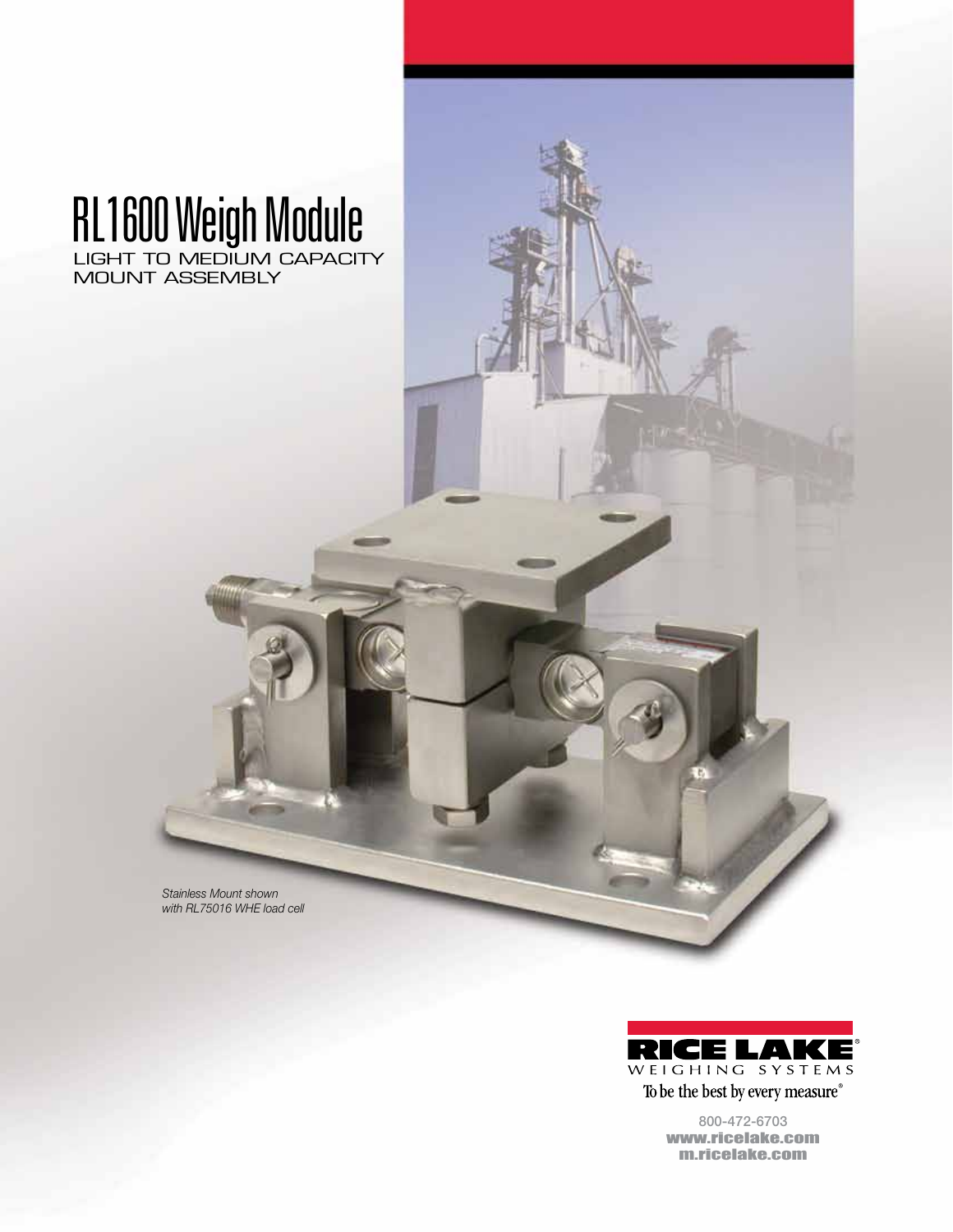# RL1600 Weigh Module

## LIGHT TO MEDIUM CAPACITY MOUNT ASSEMBLY

*Stainless Mount shown with RL75016 WHE load cell*

RICE LAKE WEIGHING SYSTEMS

To be the best by every measure®

800-472-6703

www.ricelake.com

m.ricelake.com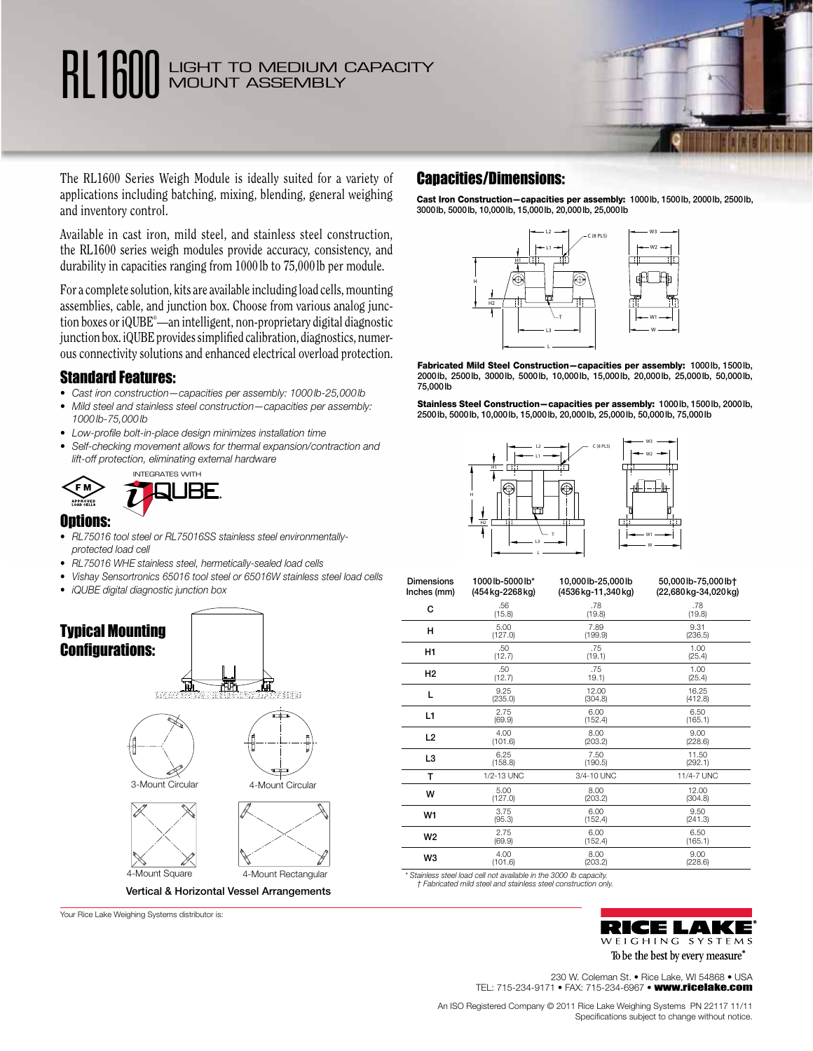# RL1600 LIGHT TO MEDIUM CAPACITY MOUNT ASSEMBLY

The RL1600 Series Weigh Module is ideally suited for a variety of applications including batching, mixing, blending, general weighing and inventory control.

Available in cast iron, mild steel, and stainless steel construction, the RL1600 series weigh modules provide accuracy, consistency, and durability in capacities ranging from 1000 lb to 75,000 lb per module.

For a complete solution, kits are available including load cells, mounting assemblies, cable, and junction box. Choose from various analog junction boxes or iQUBE®—an intelligent, non-proprietary digital diagnostic junction box. iQUBE provides simplified calibration, diagnostics, numerous connectivity solutions and enhanced electrical overload protection.

## Standard Features:

- *Cast iron construction—capacities per assembly: 1000 lb-25,000 lb*
- *Mild steel and stainless steel construction—capacities per assembly: 1000 lb-75,000 lb*
- *Low-profile bolt-in-place design minimizes installation time*
- *Self-checking movement allows for thermal expansion/contraction and lift-off protection, eliminating external hardware*

FM APPROVED LOAD CELLS

INTEGRATES WITH iQUBE

## Options:

- *RL75016 tool steel or RL75016SS stainless steel environmentally-protected load cell*
- *RL75016 WHE stainless steel, hermetically-sealed load cells*
- *Vishay Sensortronics 65016 tool steel or 65016W stainless steel load cells*
- *iQUBE digital diagnostic junction box*

## Typical Mounting Configurations:

3-Mount Circular

4-Mount Circular

4-Mount Square

4-Mount Rectangular

**Vertical & Horizontal Vessel Arrangements**

## Capacities/Dimensions:

**Cast Iron Construction—capacities per assembly:** 1000 lb, 1500 lb, 2000 lb, 2500 lb, 3000 lb, 5000 lb, 10,000 lb, 15,000 lb, 20,000 lb, 25,000 lb

L2
L1
C (8 PLS)
H1
H
H2
T
L3
L
W3
W2
W1
W

**Fabricated Mild Steel Construction—capacities per assembly:** 1000 lb, 1500 lb, 2000 lb, 2500 lb, 3000 lb, 5000 lb, 10,000 lb, 15,000 lb, 20,000 lb, 25,000 lb, 50,000 lb, 75,000 lb

**Stainless Steel Construction—capacities per assembly:** 1000 lb, 1500 lb, 2000 lb, 2500 lb, 5000 lb, 10,000 lb, 15,000 lb, 20,000 lb, 25,000 lb, 50,000 lb, 75,000 lb

L2
L1
C (8 PLS)
H1
H
H2
T
L3
L
W3
W2
W1
W

| Dimensions Inches (mm) | 1000 lb-5000 lb* (454 kg-2268 kg) | 10,000 lb-25,000 lb (4536 kg-11,340 kg) | 50,000 lb-75,000 lb† (22,680 kg-34,020 kg) |
|---|---|---|---|
| C | .56 (15.8) | .78 (19.8) | .78 (19.8) |
| H | 5.00 (127.0) | 7.89 (199.9) | 9.31 (236.5) |
| H1 | .50 (12.7) | .75 (19.1) | 1.00 (25.4) |
| H2 | .50 (12.7) | .75 19.1) | 1.00 (25.4) |
| L | 9.25 (235.0) | 12.00 (304.8) | 16.25 (412.8) |
| L1 | 2.75 (69.9) | 6.00 (152.4) | 6.50 (165.1) |
| L2 | 4.00 (101.6) | 8.00 (203.2) | 9.00 (228.6) |
| L3 | 6.25 (158.8) | 7.50 (190.5) | 11.50 (292.1) |
| T | 1/2-13 UNC | 3/4-10 UNC | 11/4-7 UNC |
| W | 5.00 (127.0) | 8.00 (203.2) | 12.00 (304.8) |
| W1 | 3.75 (95.3) | 6.00 (152.4) | 9.50 (241.3) |
| W2 | 2.75 (69.9) | 6.00 (152.4) | 6.50 (165.1) |
| W3 | 4.00 (101.6) | 8.00 (203.2) | 9.00 (228.6) |

*\* Stainless steel load cell not available in the 3000 lb capacity.*
*† Fabricated mild steel and stainless steel construction only.*

Your Rice Lake Weighing Systems distributor is:

RICE LAKE® WEIGHING SYSTEMS
To be the best by every measure®

230 W. Coleman St. • Rice Lake, WI 54868 • USA
TEL: 715-234-9171 • FAX: 715-234-6967 • **www.ricelake.com**

An ISO Registered Company © 2011 Rice Lake Weighing Systems PN 22117 11/11
Specifications subject to change without notice.